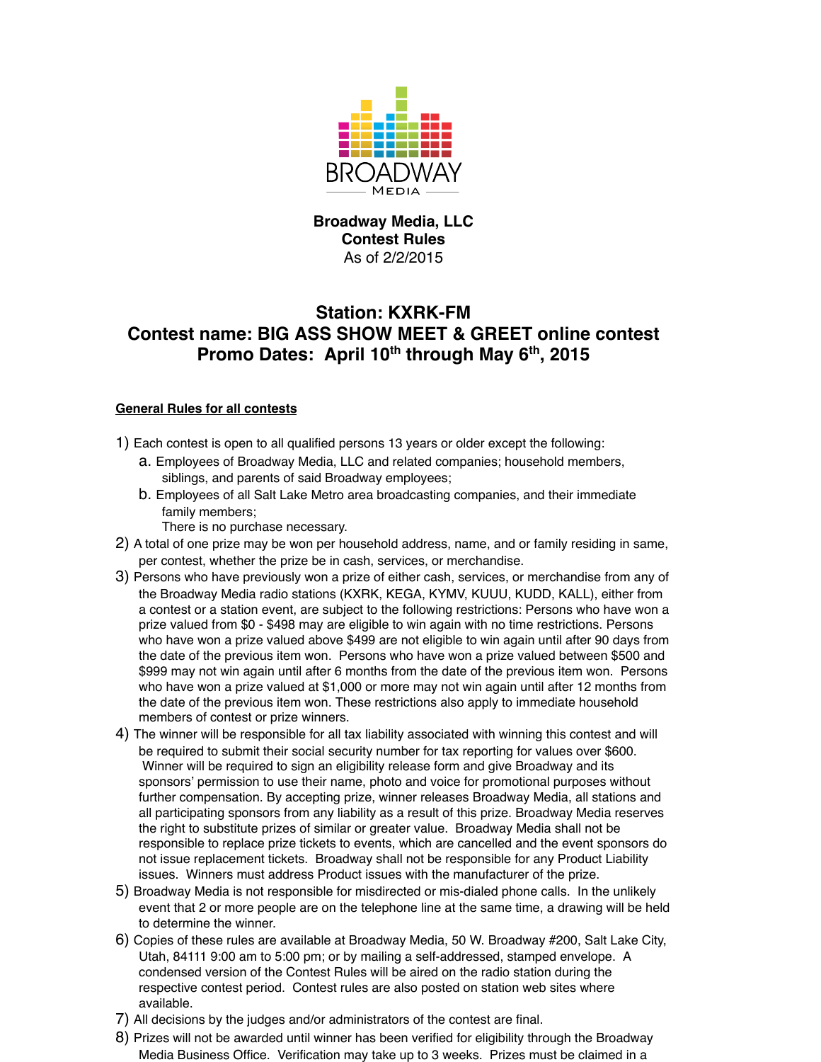BROADWAY
MEDIA

**Broadway Media, LLC**
**Contest Rules**
As of 2/2/2015

## Station: KXRK-FM
## Contest name: BIG ASS SHOW MEET & GREET online contest
## Promo Dates: April 10th through May 6th, 2015

**General Rules for all contests**

1) Each contest is open to all qualified persons 13 years or older except the following:
   a. Employees of Broadway Media, LLC and related companies; household members, siblings, and parents of said Broadway employees;
   b. Employees of all Salt Lake Metro area broadcasting companies, and their immediate family members;
   There is no purchase necessary.
2) A total of one prize may be won per household address, name, and or family residing in same, per contest, whether the prize be in cash, services, or merchandise.
3) Persons who have previously won a prize of either cash, services, or merchandise from any of the Broadway Media radio stations (KXRK, KEGA, KYMV, KUUU, KUDD, KALL), either from a contest or a station event, are subject to the following restrictions: Persons who have won a prize valued from $0 - $498 may are eligible to win again with no time restrictions. Persons who have won a prize valued above $499 are not eligible to win again until after 90 days from the date of the previous item won. Persons who have won a prize valued between $500 and $999 may not win again until after 6 months from the date of the previous item won. Persons who have won a prize valued at $1,000 or more may not win again until after 12 months from the date of the previous item won. These restrictions also apply to immediate household members of contest or prize winners.
4) The winner will be responsible for all tax liability associated with winning this contest and will be required to submit their social security number for tax reporting for values over $600. Winner will be required to sign an eligibility release form and give Broadway and its sponsors' permission to use their name, photo and voice for promotional purposes without further compensation. By accepting prize, winner releases Broadway Media, all stations and all participating sponsors from any liability as a result of this prize. Broadway Media reserves the right to substitute prizes of similar or greater value. Broadway Media shall not be responsible to replace prize tickets to events, which are cancelled and the event sponsors do not issue replacement tickets. Broadway shall not be responsible for any Product Liability issues. Winners must address Product issues with the manufacturer of the prize.
5) Broadway Media is not responsible for misdirected or mis-dialed phone calls. In the unlikely event that 2 or more people are on the telephone line at the same time, a drawing will be held to determine the winner.
6) Copies of these rules are available at Broadway Media, 50 W. Broadway #200, Salt Lake City, Utah, 84111 9:00 am to 5:00 pm; or by mailing a self-addressed, stamped envelope. A condensed version of the Contest Rules will be aired on the radio station during the respective contest period. Contest rules are also posted on station web sites where available.
7) All decisions by the judges and/or administrators of the contest are final.
8) Prizes will not be awarded until winner has been verified for eligibility through the Broadway Media Business Office. Verification may take up to 3 weeks. Prizes must be claimed in a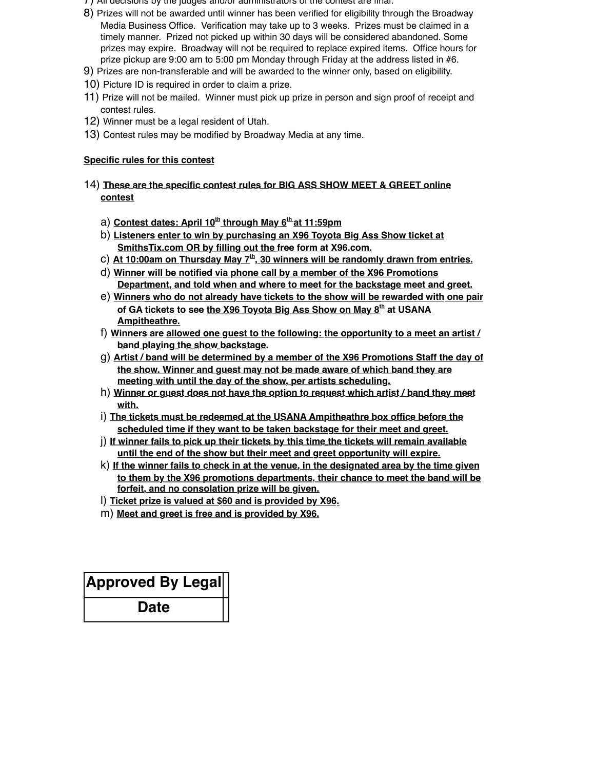7) All decisions by the judges and/or administrators of the contest are final.

8) Prizes will not be awarded until winner has been verified for eligibility through the Broadway Media Business Office. Verification may take up to 3 weeks. Prizes must be claimed in a timely manner. Prized not picked up within 30 days will be considered abandoned. Some prizes may expire. Broadway will not be required to replace expired items. Office hours for prize pickup are 9:00 am to 5:00 pm Monday through Friday at the address listed in #6.

9) Prizes are non-transferable and will be awarded to the winner only, based on eligibility.

10) Picture ID is required in order to claim a prize.

11) Prize will not be mailed. Winner must pick up prize in person and sign proof of receipt and contest rules.

12) Winner must be a legal resident of Utah.

13) Contest rules may be modified by Broadway Media at any time.

**Specific rules for this contest**

14) **These are the specific contest rules for BIG ASS SHOW MEET & GREET online contest**

a) **Contest dates: April 10th through May 6th at 11:59pm**

b) **Listeners enter to win by purchasing an X96 Toyota Big Ass Show ticket at SmithsTix.com OR by filling out the free form at X96.com.**

c) **At 10:00am on Thursday May 7th, 30 winners will be randomly drawn from entries.**

d) **Winner will be notified via phone call by a member of the X96 Promotions Department, and told when and where to meet for the backstage meet and greet.**

e) **Winners who do not already have tickets to the show will be rewarded with one pair of GA tickets to see the X96 Toyota Big Ass Show on May 8th at USANA Ampitheathre.**

f) **Winners are allowed one guest to the following: the opportunity to a meet an artist / band playing the show backstage.**

g) **Artist / band will be determined by a member of the X96 Promotions Staff the day of the show. Winner and guest may not be made aware of which band they are meeting with until the day of the show, per artists scheduling.**

h) **Winner or guest does not have the option to request which artist / band they meet with.**

i) **The tickets must be redeemed at the USANA Ampitheathre box office before the scheduled time if they want to be taken backstage for their meet and greet.**

j) **If winner fails to pick up their tickets by this time the tickets will remain available until the end of the show but their meet and greet opportunity will expire.**

k) **If the winner fails to check in at the venue, in the designated area by the time given to them by the X96 promotions departments, their chance to meet the band will be forfeit, and no consolation prize will be given.**

l) **Ticket prize is valued at $60 and is provided by X96.**

m) **Meet and greet is free and is provided by X96.**

| | |
|---|---|
| **Approved By Legal** | |
| **Date** | |